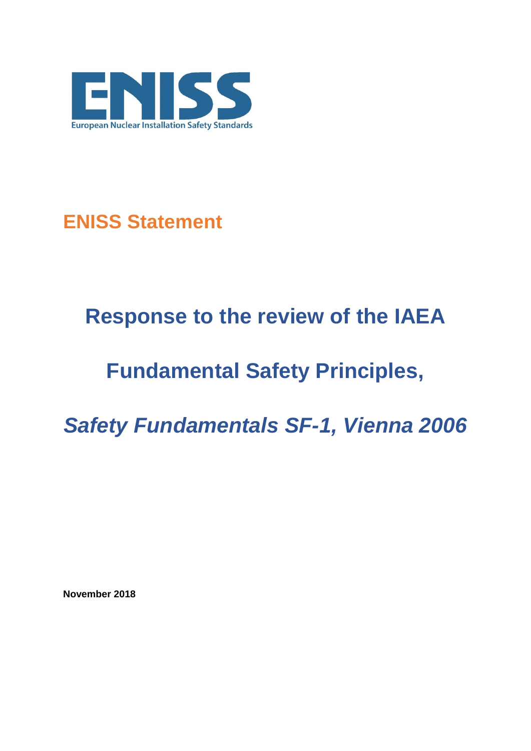ENISS

European Nuclear Installation Safety Standards

## ENISS Statement

# Response to the review of the IAEA Fundamental Safety Principles,

# *Safety Fundamentals SF-1, Vienna 2006*

**November 2018**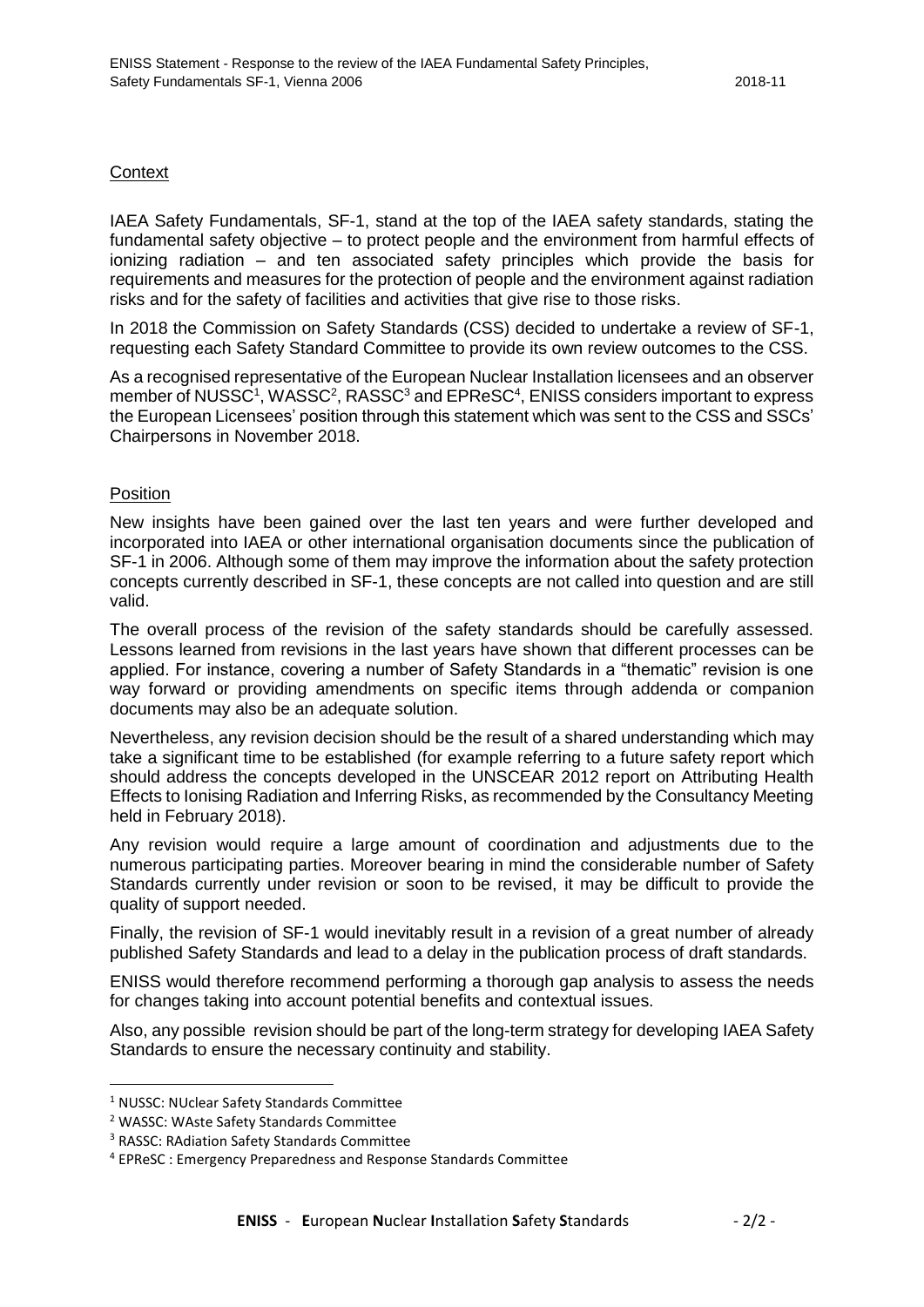Context

IAEA Safety Fundamentals, SF-1, stand at the top of the IAEA safety standards, stating the fundamental safety objective – to protect people and the environment from harmful effects of ionizing radiation – and ten associated safety principles which provide the basis for requirements and measures for the protection of people and the environment against radiation risks and for the safety of facilities and activities that give rise to those risks.

In 2018 the Commission on Safety Standards (CSS) decided to undertake a review of SF-1, requesting each Safety Standard Committee to provide its own review outcomes to the CSS.

As a recognised representative of the European Nuclear Installation licensees and an observer member of NUSSC[1], WASSC[2], RASSC[3] and EPReSC[4], ENISS considers important to express the European Licensees' position through this statement which was sent to the CSS and SSCs' Chairpersons in November 2018.

Position

New insights have been gained over the last ten years and were further developed and incorporated into IAEA or other international organisation documents since the publication of SF-1 in 2006. Although some of them may improve the information about the safety protection concepts currently described in SF-1, these concepts are not called into question and are still valid.

The overall process of the revision of the safety standards should be carefully assessed. Lessons learned from revisions in the last years have shown that different processes can be applied. For instance, covering a number of Safety Standards in a "thematic" revision is one way forward or providing amendments on specific items through addenda or companion documents may also be an adequate solution.

Nevertheless, any revision decision should be the result of a shared understanding which may take a significant time to be established (for example referring to a future safety report which should address the concepts developed in the UNSCEAR 2012 report on Attributing Health Effects to Ionising Radiation and Inferring Risks, as recommended by the Consultancy Meeting held in February 2018).

Any revision would require a large amount of coordination and adjustments due to the numerous participating parties. Moreover bearing in mind the considerable number of Safety Standards currently under revision or soon to be revised, it may be difficult to provide the quality of support needed.

Finally, the revision of SF-1 would inevitably result in a revision of a great number of already published Safety Standards and lead to a delay in the publication process of draft standards.

ENISS would therefore recommend performing a thorough gap analysis to assess the needs for changes taking into account potential benefits and contextual issues.

Also, any possible revision should be part of the long-term strategy for developing IAEA Safety Standards to ensure the necessary continuity and stability.

[1] NUSSC: NUclear Safety Standards Committee

[2] WASSC: WAste Safety Standards Committee

[3] RASSC: RAdiation Safety Standards Committee

[4] EPReSC : Emergency Preparedness and Response Standards Committee